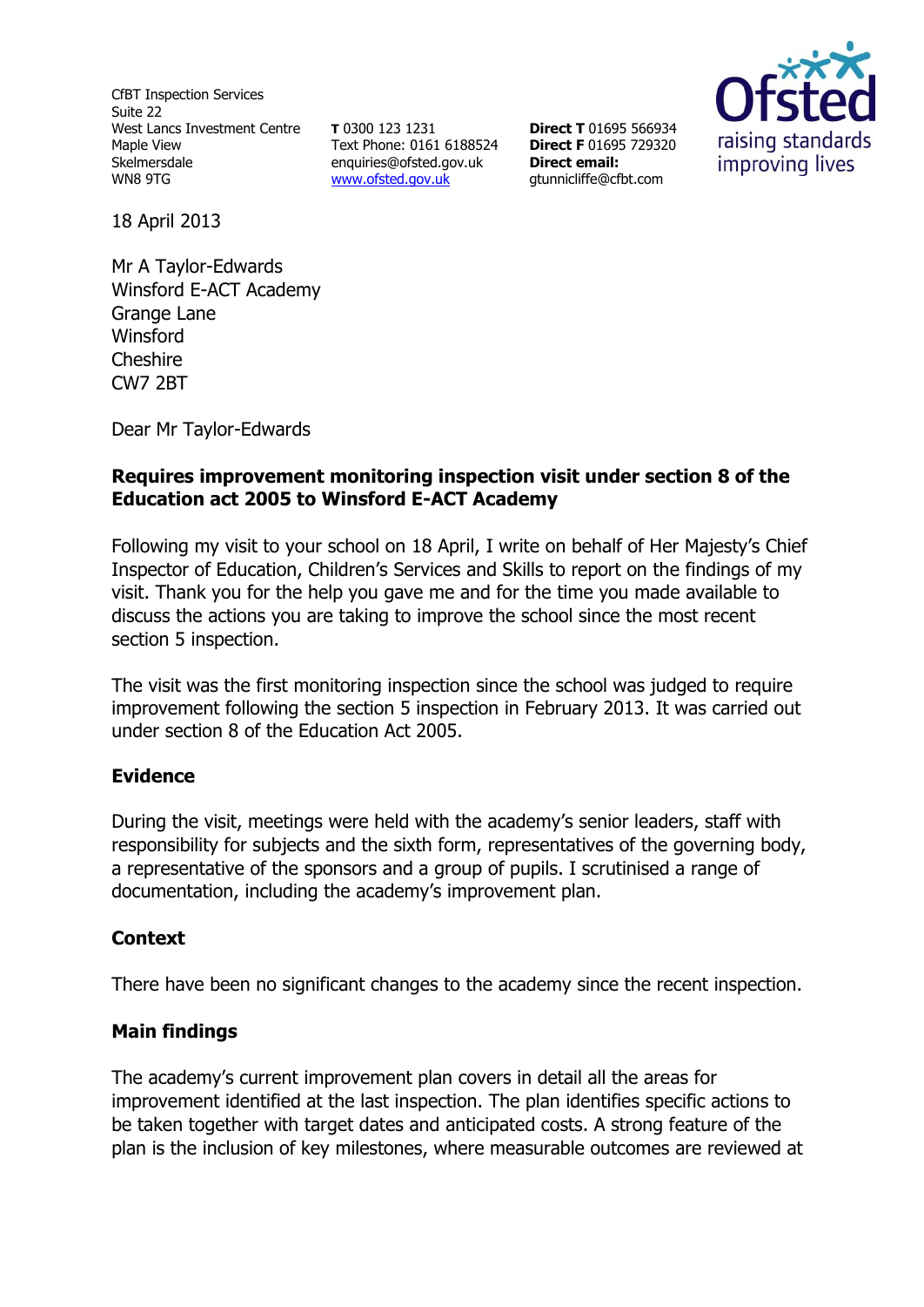CfBT Inspection Services
Suite 22
West Lancs Investment Centre
Maple View
Skelmersdale
WN8 9TG

**T** 0300 123 1231
Text Phone: 0161 6188524
enquiries@ofsted.gov.uk
[www.ofsted.gov.uk](http://www.ofsted.gov.uk)

**Direct T** 01695 566934
**Direct F** 01695 729320
**Direct email:**
gtunnicliffe@cfbt.com

18 April 2013

Mr A Taylor-Edwards
Winsford E-ACT Academy
Grange Lane
Winsford
Cheshire
CW7 2BT

Dear Mr Taylor-Edwards

**Requires improvement monitoring inspection visit under section 8 of the Education act 2005 to Winsford E-ACT Academy**

Following my visit to your school on 18 April, I write on behalf of Her Majesty's Chief Inspector of Education, Children's Services and Skills to report on the findings of my visit. Thank you for the help you gave me and for the time you made available to discuss the actions you are taking to improve the school since the most recent section 5 inspection.

The visit was the first monitoring inspection since the school was judged to require improvement following the section 5 inspection in February 2013. It was carried out under section 8 of the Education Act 2005.

## Evidence

During the visit, meetings were held with the academy's senior leaders, staff with responsibility for subjects and the sixth form, representatives of the governing body, a representative of the sponsors and a group of pupils. I scrutinised a range of documentation, including the academy's improvement plan.

## Context

There have been no significant changes to the academy since the recent inspection.

## Main findings

The academy's current improvement plan covers in detail all the areas for improvement identified at the last inspection. The plan identifies specific actions to be taken together with target dates and anticipated costs. A strong feature of the plan is the inclusion of key milestones, where measurable outcomes are reviewed at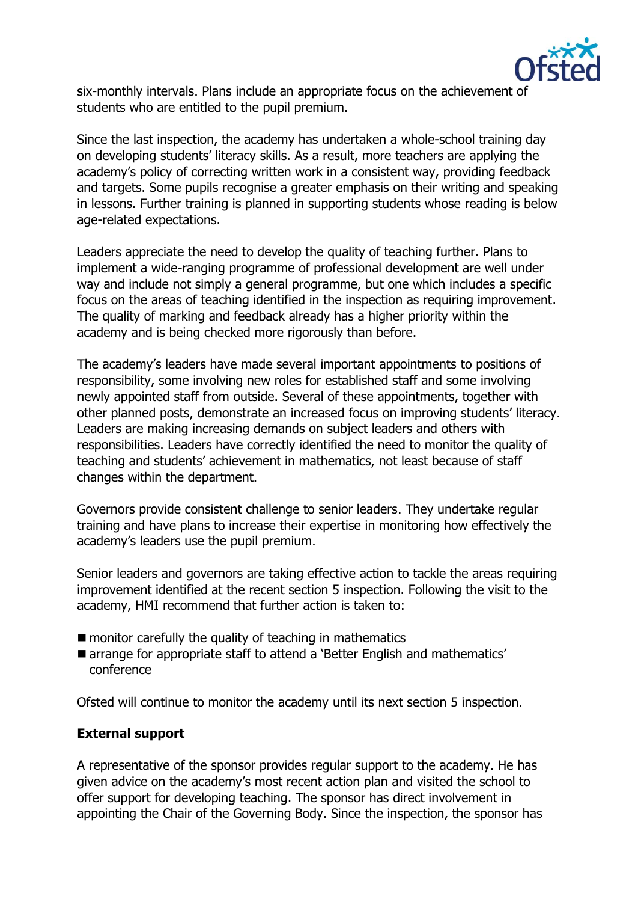six-monthly intervals. Plans include an appropriate focus on the achievement of students who are entitled to the pupil premium.

Since the last inspection, the academy has undertaken a whole-school training day on developing students' literacy skills. As a result, more teachers are applying the academy's policy of correcting written work in a consistent way, providing feedback and targets. Some pupils recognise a greater emphasis on their writing and speaking in lessons. Further training is planned in supporting students whose reading is below age-related expectations.

Leaders appreciate the need to develop the quality of teaching further. Plans to implement a wide-ranging programme of professional development are well under way and include not simply a general programme, but one which includes a specific focus on the areas of teaching identified in the inspection as requiring improvement. The quality of marking and feedback already has a higher priority within the academy and is being checked more rigorously than before.

The academy's leaders have made several important appointments to positions of responsibility, some involving new roles for established staff and some involving newly appointed staff from outside. Several of these appointments, together with other planned posts, demonstrate an increased focus on improving students' literacy. Leaders are making increasing demands on subject leaders and others with responsibilities. Leaders have correctly identified the need to monitor the quality of teaching and students' achievement in mathematics, not least because of staff changes within the department.

Governors provide consistent challenge to senior leaders. They undertake regular training and have plans to increase their expertise in monitoring how effectively the academy's leaders use the pupil premium.

Senior leaders and governors are taking effective action to tackle the areas requiring improvement identified at the recent section 5 inspection. Following the visit to the academy, HMI recommend that further action is taken to:

- monitor carefully the quality of teaching in mathematics
- arrange for appropriate staff to attend a 'Better English and mathematics' conference

Ofsted will continue to monitor the academy until its next section 5 inspection.

**External support**

A representative of the sponsor provides regular support to the academy. He has given advice on the academy's most recent action plan and visited the school to offer support for developing teaching. The sponsor has direct involvement in appointing the Chair of the Governing Body. Since the inspection, the sponsor has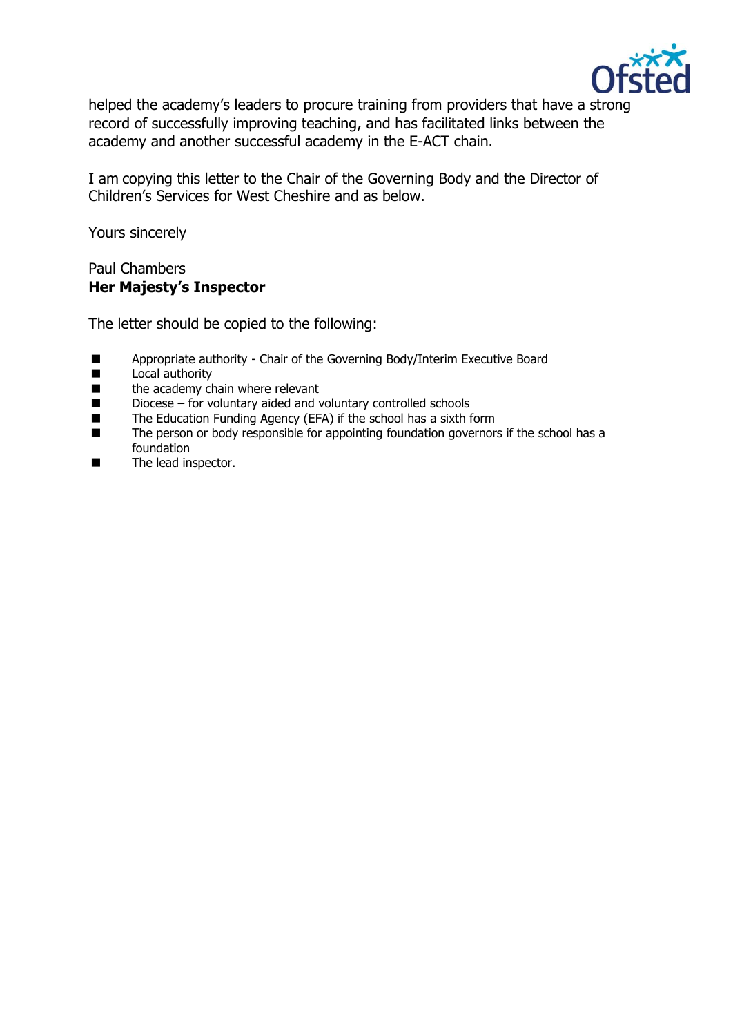helped the academy's leaders to procure training from providers that have a strong record of successfully improving teaching, and has facilitated links between the academy and another successful academy in the E-ACT chain.

I am copying this letter to the Chair of the Governing Body and the Director of Children's Services for West Cheshire and as below.

Yours sincerely

Paul Chambers
**Her Majesty's Inspector**

The letter should be copied to the following:

- Appropriate authority - Chair of the Governing Body/Interim Executive Board
- Local authority
- the academy chain where relevant
- Diocese – for voluntary aided and voluntary controlled schools
- The Education Funding Agency (EFA) if the school has a sixth form
- The person or body responsible for appointing foundation governors if the school has a foundation
- The lead inspector.